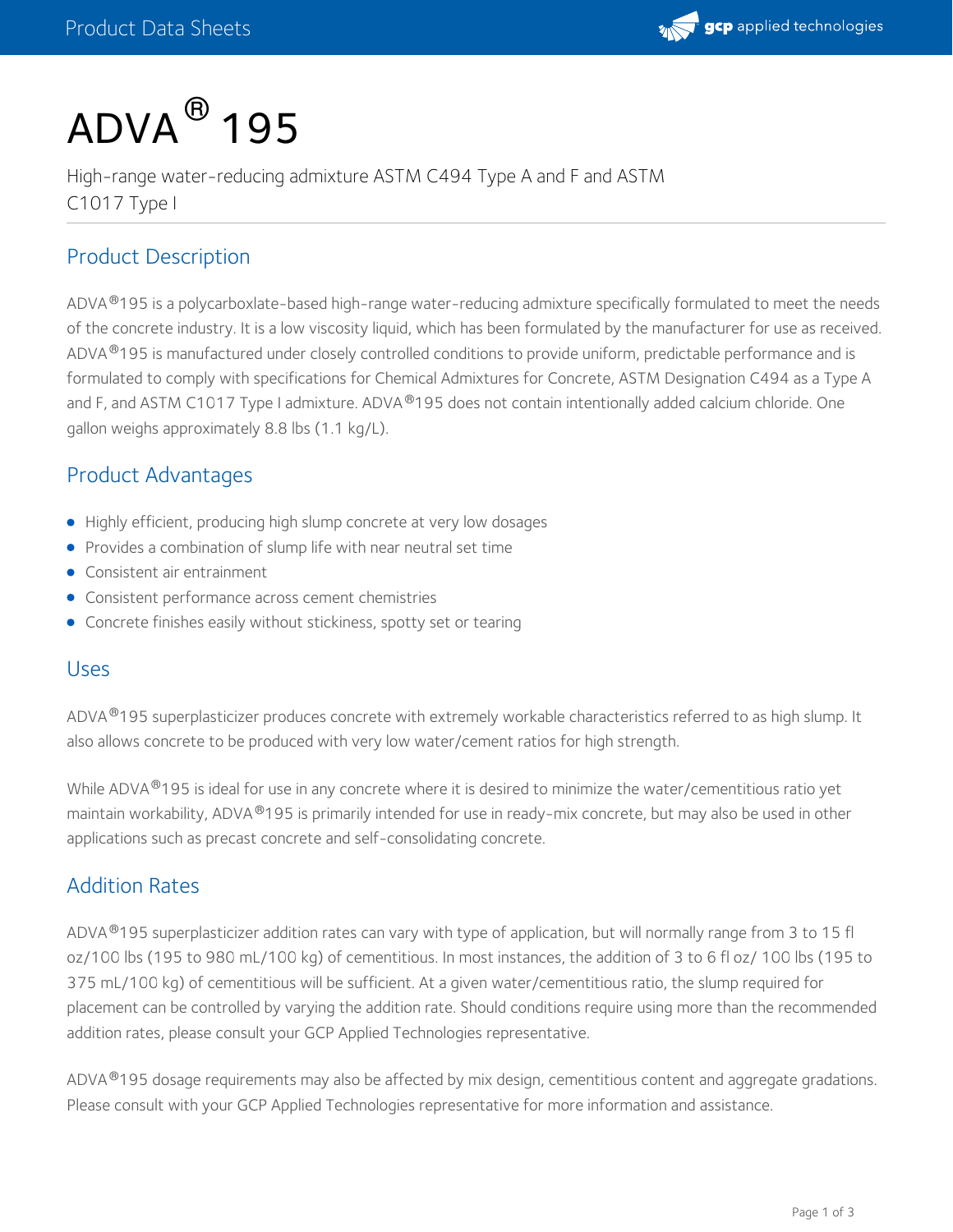# ADVA® 195

High-range water-reducing admixture ASTM C494 Type A and F and ASTM C1017 Type I

## Product Description

ADVA®195 is a polycarboxlate-based high-range water-reducing admixture specifically formulated to meet the needs of the concrete industry. It is a low viscosity liquid, which has been formulated by the manufacturer for use as received. ADVA®195 is manufactured under closely controlled conditions to provide uniform, predictable performance and is formulated to comply with specifications for Chemical Admixtures for Concrete, ASTM Designation C494 as a Type A and F, and ASTM C1017 Type I admixture. ADVA®195 does not contain intentionally added calcium chloride. One gallon weighs approximately 8.8 lbs (1.1 kg/L).

## Product Advantages

- Highly efficient, producing high slump concrete at very low dosages
- Provides a combination of slump life with near neutral set time
- Consistent air entrainment
- Consistent performance across cement chemistries
- Concrete finishes easily without stickiness, spotty set or tearing

## Uses

ADVA®195 superplasticizer produces concrete with extremely workable characteristics referred to as high slump. It also allows concrete to be produced with very low water/cement ratios for high strength.

While ADVA®195 is ideal for use in any concrete where it is desired to minimize the water/cementitious ratio yet maintain workability, ADVA®195 is primarily intended for use in ready-mix concrete, but may also be used in other applications such as precast concrete and self-consolidating concrete.

## Addition Rates

ADVA®195 superplasticizer addition rates can vary with type of application, but will normally range from 3 to 15 fl oz/100 lbs (195 to 980 mL/100 kg) of cementitious. In most instances, the addition of 3 to 6 fl oz/ 100 lbs (195 to 375 mL/100 kg) of cementitious will be sufficient. At a given water/cementitious ratio, the slump required for placement can be controlled by varying the addition rate. Should conditions require using more than the recommended addition rates, please consult your GCP Applied Technologies representative.

ADVA®195 dosage requirements may also be affected by mix design, cementitious content and aggregate gradations. Please consult with your GCP Applied Technologies representative for more information and assistance.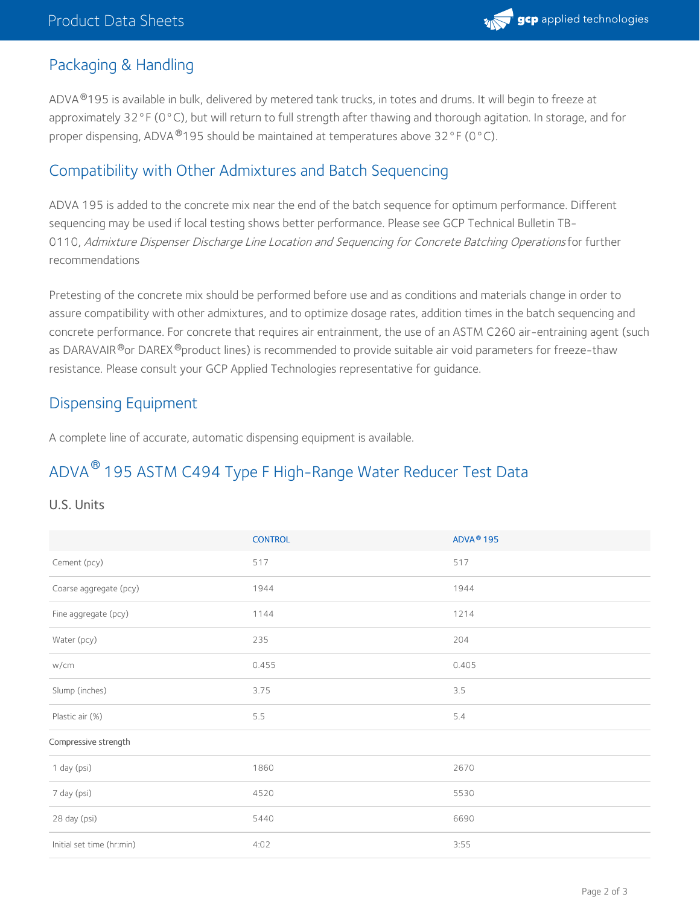## Packaging & Handling

ADVA®195 is available in bulk, delivered by metered tank trucks, in totes and drums. It will begin to freeze at approximately 32°F (0°C), but will return to full strength after thawing and thorough agitation. In storage, and for proper dispensing, ADVA®195 should be maintained at temperatures above 32°F (0°C).

## Compatibility with Other Admixtures and Batch Sequencing

ADVA 195 is added to the concrete mix near the end of the batch sequence for optimum performance. Different sequencing may be used if local testing shows better performance. Please see GCP Technical Bulletin TB-0110, *Admixture Dispenser Discharge Line Location and Sequencing for Concrete Batching Operations* for further recommendations

Pretesting of the concrete mix should be performed before use and as conditions and materials change in order to assure compatibility with other admixtures, and to optimize dosage rates, addition times in the batch sequencing and concrete performance. For concrete that requires air entrainment, the use of an ASTM C260 air-entraining agent (such as DARAVAIR®or DAREX®product lines) is recommended to provide suitable air void parameters for freeze-thaw resistance. Please consult your GCP Applied Technologies representative for guidance.

## Dispensing Equipment

A complete line of accurate, automatic dispensing equipment is available.

## ADVA® 195 ASTM C494 Type F High-Range Water Reducer Test Data

### U.S. Units

| | CONTROL | ADVA® 195 |
|---|---|---|
| Cement (pcy) | 517 | 517 |
| Coarse aggregate (pcy) | 1944 | 1944 |
| Fine aggregate (pcy) | 1144 | 1214 |
| Water (pcy) | 235 | 204 |
| w/cm | 0.455 | 0.405 |
| Slump (inches) | 3.75 | 3.5 |
| Plastic air (%) | 5.5 | 5.4 |
| Compressive strength | | |
| 1 day (psi) | 1860 | 2670 |
| 7 day (psi) | 4520 | 5530 |
| 28 day (psi) | 5440 | 6690 |
| Initial set time (hr:min) | 4:02 | 3:55 |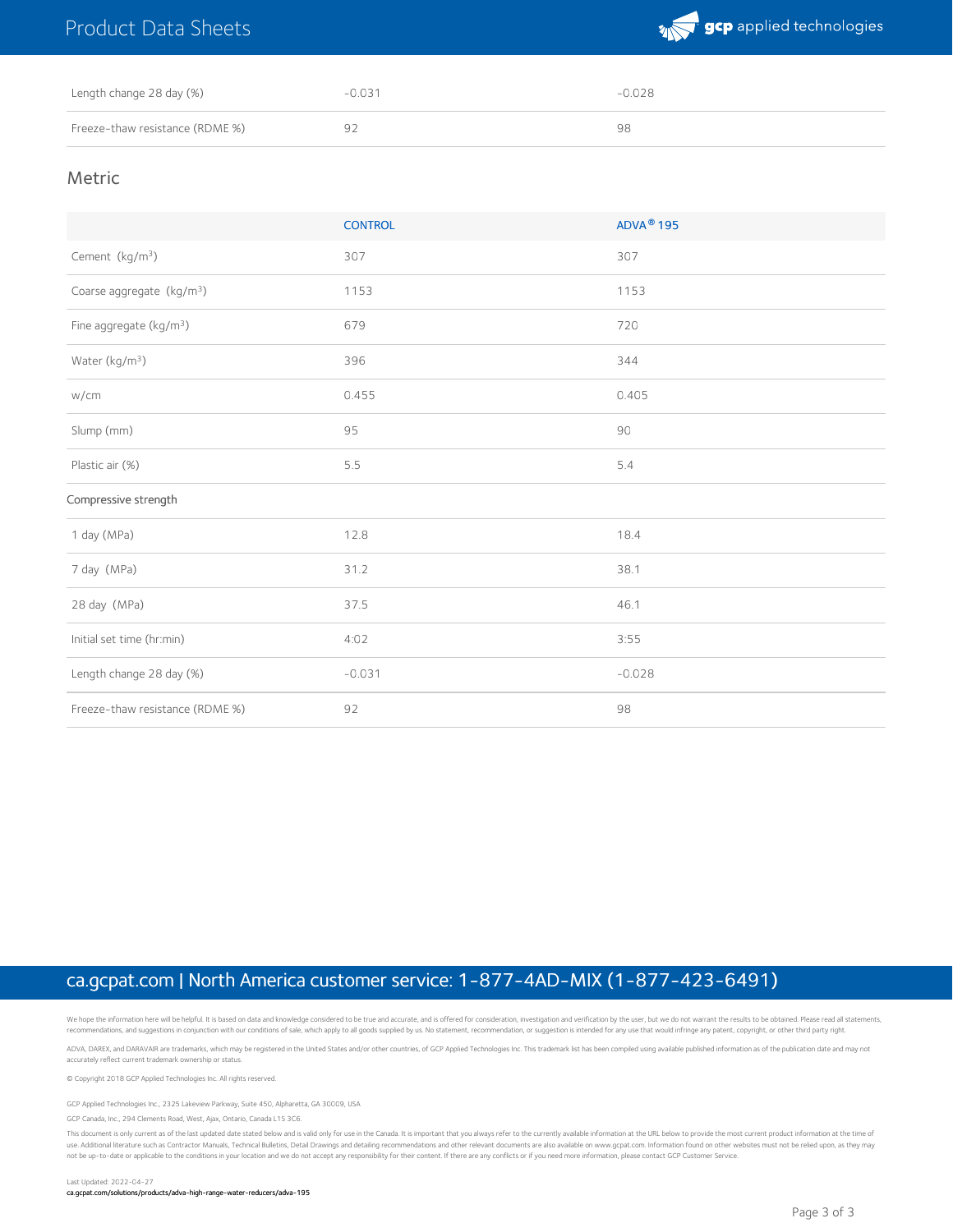| | | |
|---|---|---|
| Length change 28 day (%) | -0.031 | -0.028 |
| Freeze-thaw resistance (RDME %) | 92 | 98 |

## Metric

| | CONTROL | ADVA® 195 |
|---|---|---|
| Cement (kg/m³) | 307 | 307 |
| Coarse aggregate (kg/m³) | 1153 | 1153 |
| Fine aggregate (kg/m³) | 679 | 720 |
| Water (kg/m³) | 396 | 344 |
| w/cm | 0.455 | 0.405 |
| Slump (mm) | 95 | 90 |
| Plastic air (%) | 5.5 | 5.4 |
| Compressive strength | | |
| 1 day (MPa) | 12.8 | 18.4 |
| 7 day (MPa) | 31.2 | 38.1 |
| 28 day (MPa) | 37.5 | 46.1 |
| Initial set time (hr:min) | 4:02 | 3:55 |
| Length change 28 day (%) | -0.031 | -0.028 |
| Freeze-thaw resistance (RDME %) | 92 | 98 |

ca.gcpat.com | North America customer service: 1-877-4AD-MIX (1-877-423-6491)

We hope the information here will be helpful. It is based on data and knowledge considered to be true and accurate, and is offered for consideration, investigation and verification by the user, but we do not warrant the results to be obtained. Please read all statements, recommendations, and suggestions in conjunction with our conditions of sale, which apply to all goods supplied by us. No statement, recommendation, or suggestion is intended for any use that would infringe any patent, copyright, or other third party right.

ADVA, DAREX, and DARAVAIR are trademarks, which may be registered in the United States and/or other countries, of GCP Applied Technologies Inc. This trademark list has been compiled using available published information as of the publication date and may not accurately reflect current trademark ownership or status.

© Copyright 2018 GCP Applied Technologies Inc. All rights reserved.

GCP Applied Technologies Inc., 2325 Lakeview Parkway, Suite 450, Alpharetta, GA 30009, USA

GCP Canada, Inc., 294 Clements Road, West, Ajax, Ontario, Canada L1S 3C6.

This document is only current as of the last updated date stated below and is valid only for use in the Canada. It is important that you always refer to the currently available information at the URL below to provide the most current product information at the time of use. Additional literature such as Contractor Manuals, Technical Bulletins, Detail Drawings and detailing recommendations and other relevant documents are also available on www.gcpat.com. Information found on other websites must not be relied upon, as they may not be up-to-date or applicable to the conditions in your location and we do not accept any responsibility for their content. If there are any conflicts or if you need more information, please contact GCP Customer Service.

Last Updated: 2022-04-27
ca.gcpat.com/solutions/products/adva-high-range-water-reducers/adva-195